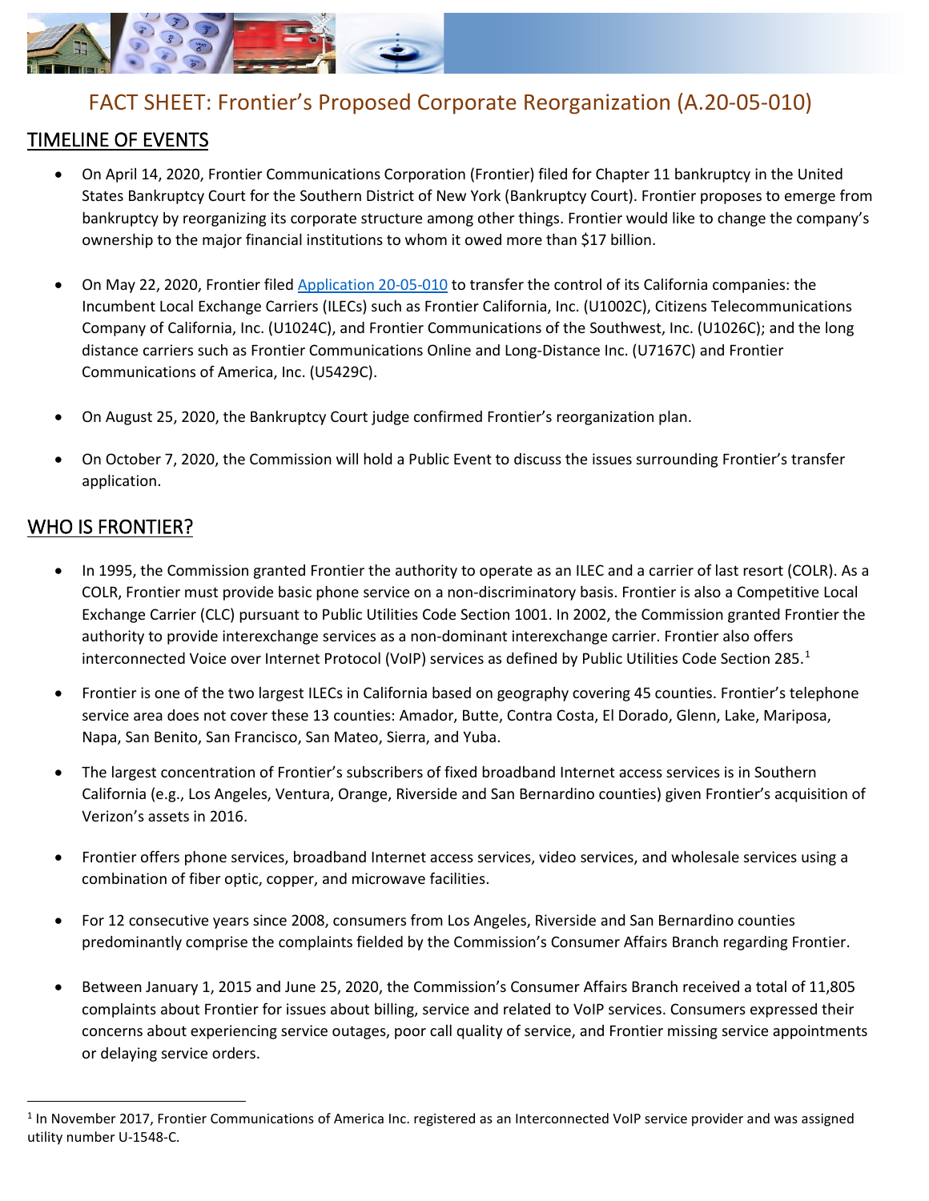# FACT SHEET: Frontier's Proposed Corporate Reorganization (A.20-05-010)

## TIMELINE OF EVENTS

- On April 14, 2020, Frontier Communications Corporation (Frontier) filed for Chapter 11 bankruptcy in the United States Bankruptcy Court for the Southern District of New York (Bankruptcy Court). Frontier proposes to emerge from bankruptcy by reorganizing its corporate structure among other things. Frontier would like to change the company's ownership to the major financial institutions to whom it owed more than $17 billion.

- On May 22, 2020, Frontier filed Application 20-05-010 to transfer the control of its California companies: the Incumbent Local Exchange Carriers (ILECs) such as Frontier California, Inc. (U1002C), Citizens Telecommunications Company of California, Inc. (U1024C), and Frontier Communications of the Southwest, Inc. (U1026C); and the long distance carriers such as Frontier Communications Online and Long-Distance Inc. (U7167C) and Frontier Communications of America, Inc. (U5429C).

- On August 25, 2020, the Bankruptcy Court judge confirmed Frontier's reorganization plan.

- On October 7, 2020, the Commission will hold a Public Event to discuss the issues surrounding Frontier's transfer application.

## WHO IS FRONTIER?

- In 1995, the Commission granted Frontier the authority to operate as an ILEC and a carrier of last resort (COLR). As a COLR, Frontier must provide basic phone service on a non-discriminatory basis. Frontier is also a Competitive Local Exchange Carrier (CLC) pursuant to Public Utilities Code Section 1001. In 2002, the Commission granted Frontier the authority to provide interexchange services as a non-dominant interexchange carrier. Frontier also offers interconnected Voice over Internet Protocol (VoIP) services as defined by Public Utilities Code Section 285.[1]

- Frontier is one of the two largest ILECs in California based on geography covering 45 counties. Frontier's telephone service area does not cover these 13 counties: Amador, Butte, Contra Costa, El Dorado, Glenn, Lake, Mariposa, Napa, San Benito, San Francisco, San Mateo, Sierra, and Yuba.

- The largest concentration of Frontier's subscribers of fixed broadband Internet access services is in Southern California (e.g., Los Angeles, Ventura, Orange, Riverside and San Bernardino counties) given Frontier's acquisition of Verizon's assets in 2016.

- Frontier offers phone services, broadband Internet access services, video services, and wholesale services using a combination of fiber optic, copper, and microwave facilities.

- For 12 consecutive years since 2008, consumers from Los Angeles, Riverside and San Bernardino counties predominantly comprise the complaints fielded by the Commission's Consumer Affairs Branch regarding Frontier.

- Between January 1, 2015 and June 25, 2020, the Commission's Consumer Affairs Branch received a total of 11,805 complaints about Frontier for issues about billing, service and related to VoIP services. Consumers expressed their concerns about experiencing service outages, poor call quality of service, and Frontier missing service appointments or delaying service orders.

---

[1] In November 2017, Frontier Communications of America Inc. registered as an Interconnected VoIP service provider and was assigned utility number U-1548-C.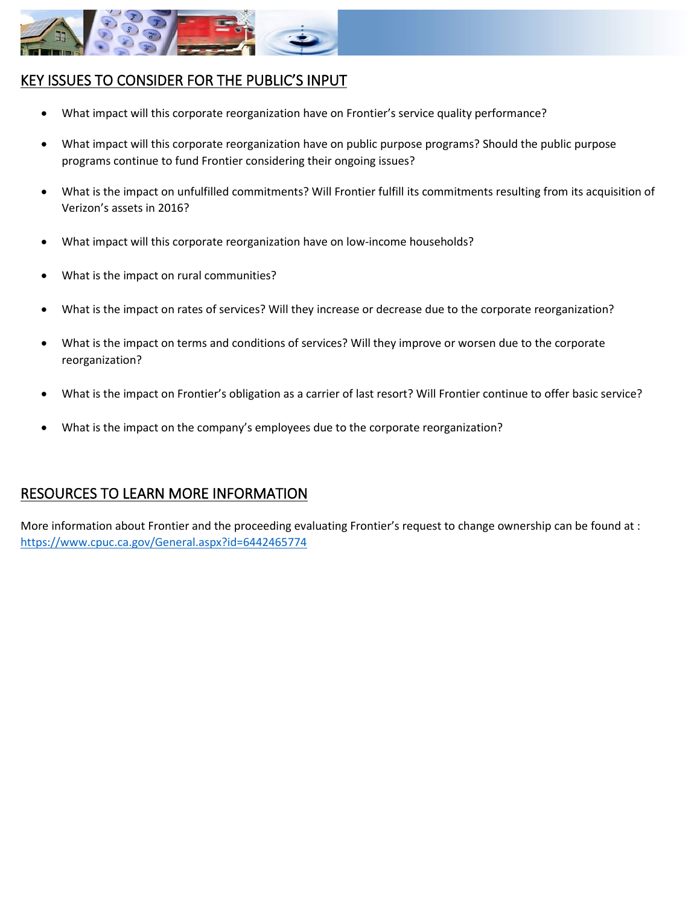## KEY ISSUES TO CONSIDER FOR THE PUBLIC'S INPUT

- What impact will this corporate reorganization have on Frontier's service quality performance?
- What impact will this corporate reorganization have on public purpose programs? Should the public purpose programs continue to fund Frontier considering their ongoing issues?
- What is the impact on unfulfilled commitments? Will Frontier fulfill its commitments resulting from its acquisition of Verizon's assets in 2016?
- What impact will this corporate reorganization have on low-income households?
- What is the impact on rural communities?
- What is the impact on rates of services? Will they increase or decrease due to the corporate reorganization?
- What is the impact on terms and conditions of services? Will they improve or worsen due to the corporate reorganization?
- What is the impact on Frontier's obligation as a carrier of last resort? Will Frontier continue to offer basic service?
- What is the impact on the company's employees due to the corporate reorganization?

## RESOURCES TO LEARN MORE INFORMATION

More information about Frontier and the proceeding evaluating Frontier's request to change ownership can be found at : https://www.cpuc.ca.gov/General.aspx?id=6442465774